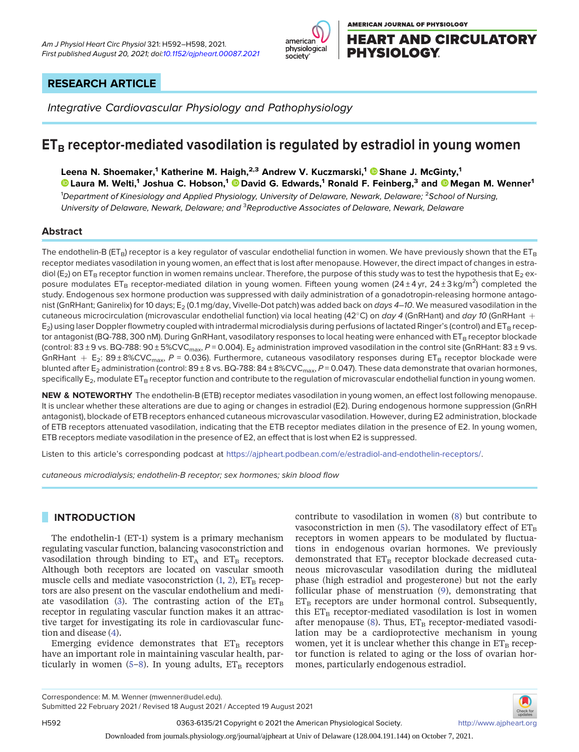RESEARCH ARTICLE

*Integrative Cardiovascular Physiology and Pathophysiology*

# $ET_B$ receptor-mediated vasodilation is regulated by estradiol in young women

**Leena N. Shoemaker,[1] Katherine M. Haigh,[2,3] Andrew V. Kuczmarski,[1] Shane J. McGinty,[1] Laura M. Welti,[1] Joshua C. Hobson,[1] David G. Edwards,[1] Ronald F. Feinberg,[3] and Megan M. Wenner[1]**

[1]*Department of Kinesiology and Applied Physiology, University of Delaware, Newark, Delaware;* [2]*School of Nursing, University of Delaware, Newark, Delaware; and* [3]*Reproductive Associates of Delaware, Newark, Delaware*

## Abstract

The endothelin-B ($ET_B$) receptor is a key regulator of vascular endothelial function in women. We have previously shown that the $ET_B$ receptor mediates vasodilation in young women, an effect that is lost after menopause. However, the direct impact of changes in estradiol ($E_2$) on $ET_B$ receptor function in women remains unclear. Therefore, the purpose of this study was to test the hypothesis that $E_2$ exposure modulates $ET_B$ receptor-mediated dilation in young women. Fifteen young women (24 ± 4 yr, 24 ± 3 kg/m$^2$) completed the study. Endogenous sex hormone production was suppressed with daily administration of a gonadotropin-releasing hormone antagonist (GnRHant; Ganirelix) for 10 days; $E_2$ (0.1 mg/day, Vivelle-Dot patch) was added back on *days 4–10*. We measured vasodilation in the cutaneous microcirculation (microvascular endothelial function) via local heating (42°C) on *day 4* (GnRHant) and *day 10* (GnRHant + $E_2$) using laser Doppler flowmetry coupled with intradermal microdialysis during perfusions of lactated Ringer's (control) and $ET_B$ receptor antagonist (BQ-788, 300 nM). During GnRHant, vasodilatory responses to local heating were enhanced with $ET_B$ receptor blockade (control: 83 ± 9 vs. BQ-788: 90 ± 5%$CVC_{max}$, $P$ = 0.004). $E_2$ administration improved vasodilation in the control site (GnRHant: 83 ± 9 vs. GnRHant + $E_2$: 89 ± 8%$CVC_{max}$, $P$ = 0.036). Furthermore, cutaneous vasodilatory responses during $ET_B$ receptor blockade were blunted after $E_2$ administration (control: 89 ± 8 vs. BQ-788: 84 ± 8%$CVC_{max}$, $P$ = 0.047). These data demonstrate that ovarian hormones, specifically $E_2$, modulate $ET_B$ receptor function and contribute to the regulation of microvascular endothelial function in young women.

**NEW & NOTEWORTHY** The endothelin-B (ETB) receptor mediates vasodilation in young women, an effect lost following menopause. It is unclear whether these alterations are due to aging or changes in estradiol (E2). During endogenous hormone suppression (GnRH antagonist), blockade of ETB receptors enhanced cutaneous microvascular vasodilation. However, during E2 administration, blockade of ETB receptors attenuated vasodilation, indicating that the ETB receptor mediates dilation in the presence of E2. In young women, ETB receptors mediate vasodilation in the presence of E2, an effect that is lost when E2 is suppressed.

Listen to this article's corresponding podcast at https://ajpheart.podbean.com/e/estradiol-and-endothelin-receptors/.

*cutaneous microdialysis; endothelin-B receptor; sex hormones; skin blood flow*

## INTRODUCTION

The endothelin-1 (ET-1) system is a primary mechanism regulating vascular function, balancing vasoconstriction and vasodilation through binding to $ET_A$ and $ET_B$ receptors. Although both receptors are located on vascular smooth muscle cells and mediate vasoconstriction (1, 2), $ET_B$ receptors are also present on the vascular endothelium and mediate vasodilation (3). The contrasting action of the $ET_B$ receptor in regulating vascular function makes it an attractive target for investigating its role in cardiovascular function and disease (4).

Emerging evidence demonstrates that $ET_B$ receptors have an important role in maintaining vascular health, particularly in women (5–8). In young adults, $ET_B$ receptors contribute to vasodilation in women (8) but contribute to vasoconstriction in men (5). The vasodilatory effect of $ET_B$ receptors in women appears to be modulated by fluctuations in endogenous ovarian hormones. We previously demonstrated that $ET_B$ receptor blockade decreased cutaneous microvascular vasodilation during the midluteal phase (high estradiol and progesterone) but not the early follicular phase of menstruation (9), demonstrating that $ET_B$ receptors are under hormonal control. Subsequently, this $ET_B$ receptor-mediated vasodilation is lost in women after menopause (8). Thus, $ET_B$ receptor-mediated vasodilation may be a cardioprotective mechanism in young women, yet it is unclear whether this change in $ET_B$ receptor function is related to aging or the loss of ovarian hormones, particularly endogenous estradiol.

Correspondence: M. M. Wenner (mwenner@udel.edu).
Submitted 22 February 2021 / Revised 18 August 2021 / Accepted 19 August 2021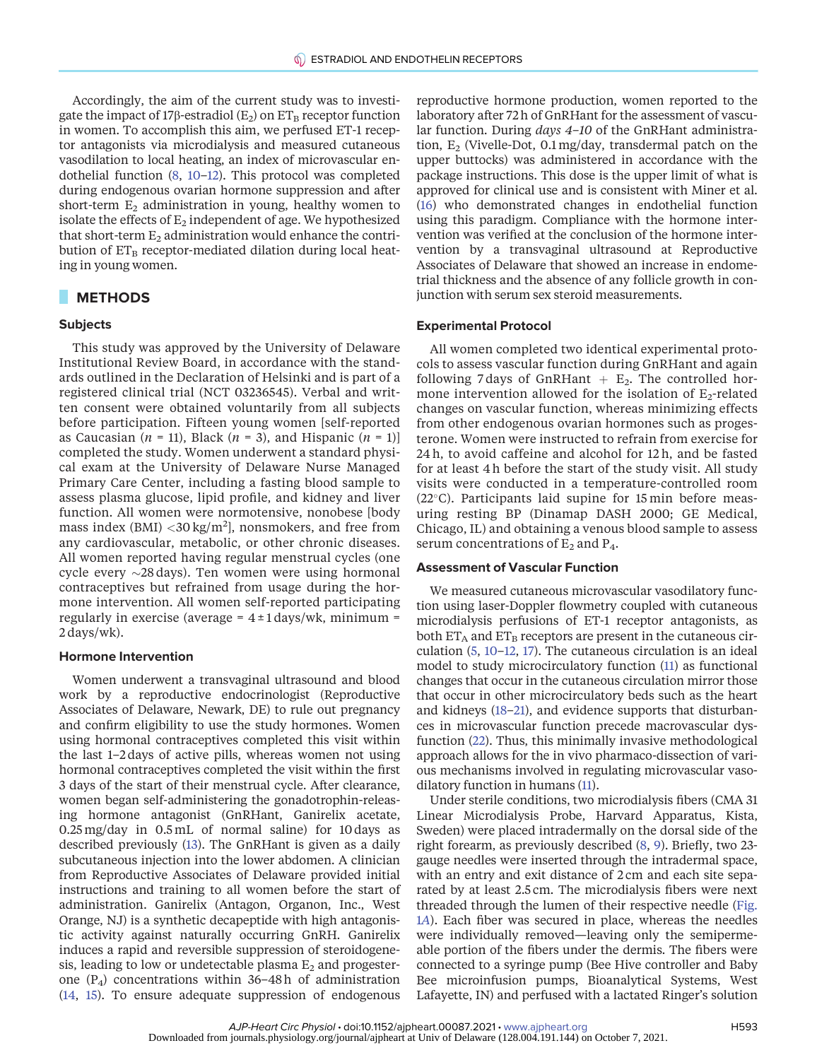Accordingly, the aim of the current study was to investigate the impact of 17β-estradiol ($E_2$) on $ET_B$ receptor function in women. To accomplish this aim, we perfused ET-1 receptor antagonists via microdialysis and measured cutaneous vasodilation to local heating, an index of microvascular endothelial function (8, 10–12). This protocol was completed during endogenous ovarian hormone suppression and after short-term $E_2$ administration in young, healthy women to isolate the effects of $E_2$ independent of age. We hypothesized that short-term $E_2$ administration would enhance the contribution of $ET_B$ receptor-mediated dilation during local heating in young women.

## METHODS

### Subjects

This study was approved by the University of Delaware Institutional Review Board, in accordance with the standards outlined in the Declaration of Helsinki and is part of a registered clinical trial (NCT 03236545). Verbal and written consent were obtained voluntarily from all subjects before participation. Fifteen young women [self-reported as Caucasian ($n$ = 11), Black ($n$ = 3), and Hispanic ($n$ = 1)] completed the study. Women underwent a standard physical exam at the University of Delaware Nurse Managed Primary Care Center, including a fasting blood sample to assess plasma glucose, lipid profile, and kidney and liver function. All women were normotensive, nonobese [body mass index (BMI) $<30\ \text{kg/m}^2$], nonsmokers, and free from any cardiovascular, metabolic, or other chronic diseases. All women reported having regular menstrual cycles (one cycle every ~28 days). Ten women were using hormonal contraceptives but refrained from usage during the hormone intervention. All women self-reported participating regularly in exercise (average = 4 ± 1 days/wk, minimum = 2 days/wk).

### Hormone Intervention

Women underwent a transvaginal ultrasound and blood work by a reproductive endocrinologist (Reproductive Associates of Delaware, Newark, DE) to rule out pregnancy and confirm eligibility to use the study hormones. Women using hormonal contraceptives completed this visit within the last 1–2 days of active pills, whereas women not using hormonal contraceptives completed the visit within the first 3 days of the start of their menstrual cycle. After clearance, women began self-administering the gonadotrophin-releasing hormone antagonist (GnRHant, Ganirelix acetate, 0.25 mg/day in 0.5 mL of normal saline) for 10 days as described previously (13). The GnRHant is given as a daily subcutaneous injection into the lower abdomen. A clinician from Reproductive Associates of Delaware provided initial instructions and training to all women before the start of administration. Ganirelix (Antagon, Organon, Inc., West Orange, NJ) is a synthetic decapeptide with high antagonistic activity against naturally occurring GnRH. Ganirelix induces a rapid and reversible suppression of steroidogenesis, leading to low or undetectable plasma $E_2$ and progesterone ($P_4$) concentrations within 36–48 h of administration (14, 15). To ensure adequate suppression of endogenous reproductive hormone production, women reported to the laboratory after 72 h of GnRHant for the assessment of vascular function. During *days 4–10* of the GnRHant administration, $E_2$ (Vivelle-Dot, 0.1 mg/day, transdermal patch on the upper buttocks) was administered in accordance with the package instructions. This dose is the upper limit of what is approved for clinical use and is consistent with Miner et al. (16) who demonstrated changes in endothelial function using this paradigm. Compliance with the hormone intervention was verified at the conclusion of the hormone intervention by a transvaginal ultrasound at Reproductive Associates of Delaware that showed an increase in endometrial thickness and the absence of any follicle growth in conjunction with serum sex steroid measurements.

### Experimental Protocol

All women completed two identical experimental protocols to assess vascular function during GnRHant and again following 7 days of GnRHant + $E_2$. The controlled hormone intervention allowed for the isolation of $E_2$-related changes on vascular function, whereas minimizing effects from other endogenous ovarian hormones such as progesterone. Women were instructed to refrain from exercise for 24 h, to avoid caffeine and alcohol for 12 h, and be fasted for at least 4 h before the start of the study visit. All study visits were conducted in a temperature-controlled room (22°C). Participants laid supine for 15 min before measuring resting BP (Dinamap DASH 2000; GE Medical, Chicago, IL) and obtaining a venous blood sample to assess serum concentrations of $E_2$ and $P_4$.

### Assessment of Vascular Function

We measured cutaneous microvascular vasodilatory function using laser-Doppler flowmetry coupled with cutaneous microdialysis perfusions of ET-1 receptor antagonists, as both $ET_A$ and $ET_B$ receptors are present in the cutaneous circulation (5, 10–12, 17). The cutaneous circulation is an ideal model to study microcirculatory function (11) as functional changes that occur in the cutaneous circulation mirror those that occur in other microcirculatory beds such as the heart and kidneys (18–21), and evidence supports that disturbances in microvascular function precede macrovascular dysfunction (22). Thus, this minimally invasive methodological approach allows for the in vivo pharmaco-dissection of various mechanisms involved in regulating microvascular vasodilatory function in humans (11).

Under sterile conditions, two microdialysis fibers (CMA 31 Linear Microdialysis Probe, Harvard Apparatus, Kista, Sweden) were placed intradermally on the dorsal side of the right forearm, as previously described (8, 9). Briefly, two 23-gauge needles were inserted through the intradermal space, with an entry and exit distance of 2 cm and each site separated by at least 2.5 cm. The microdialysis fibers were next threaded through the lumen of their respective needle (Fig. 1A). Each fiber was secured in place, whereas the needles were individually removed—leaving only the semipermeable portion of the fibers under the dermis. The fibers were connected to a syringe pump (Bee Hive controller and Baby Bee microinfusion pumps, Bioanalytical Systems, West Lafayette, IN) and perfused with a lactated Ringer's solution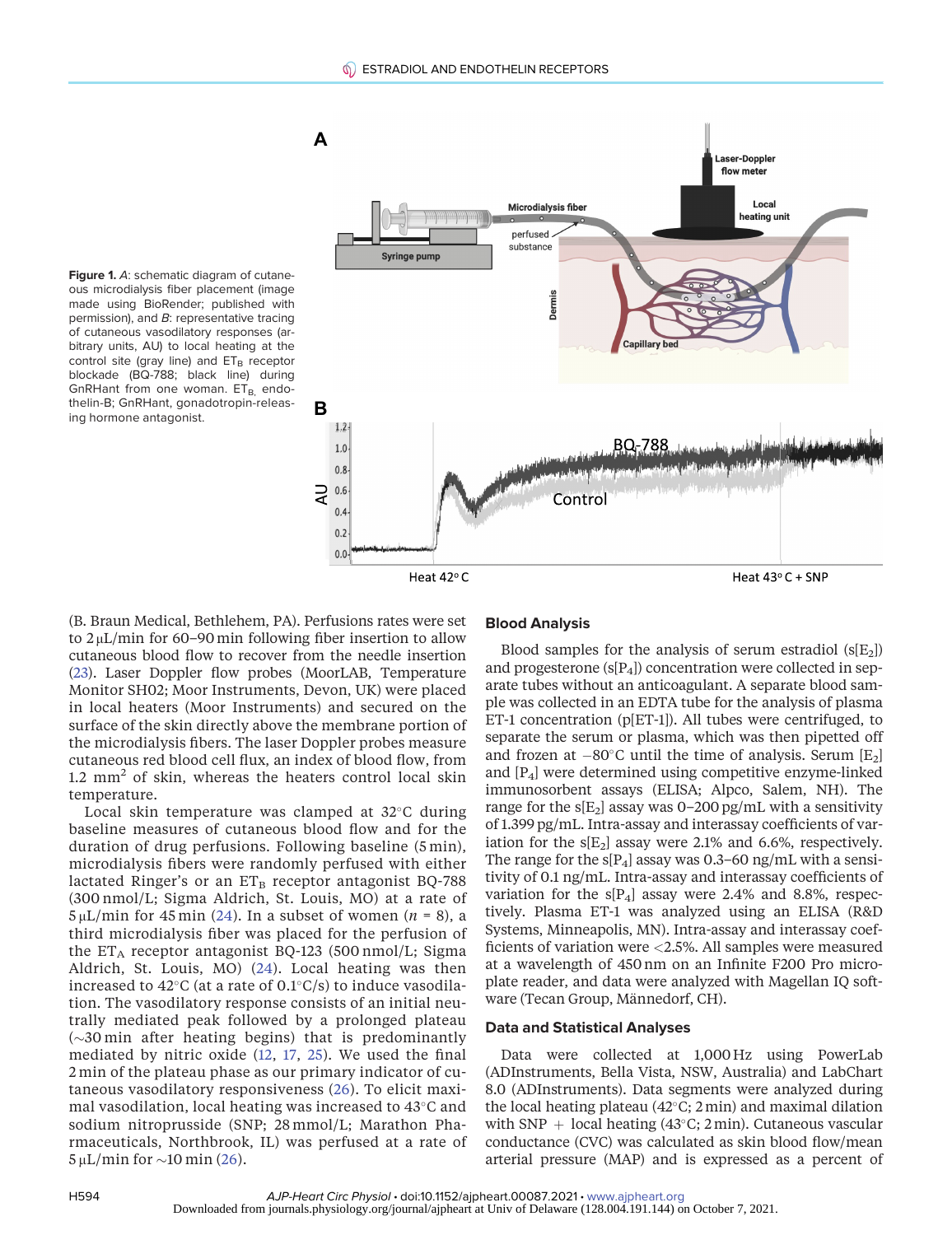**Figure 1.** *A*: schematic diagram of cutaneous microdialysis fiber placement (image made using BioRender; published with permission), and *B*: representative tracing of cutaneous vasodilatory responses (arbitrary units, AU) to local heating at the control site (gray line) and $ET_B$ receptor blockade (BQ-788; black line) during GnRHant from one woman. $ET_B$, endothelin-B; GnRHant, gonadotropin-releasing hormone antagonist.

(B. Braun Medical, Bethlehem, PA). Perfusions rates were set to 2 μL/min for 60–90 min following fiber insertion to allow cutaneous blood flow to recover from the needle insertion (23). Laser Doppler flow probes (MoorLAB, Temperature Monitor SH02; Moor Instruments, Devon, UK) were placed in local heaters (Moor Instruments) and secured on the surface of the skin directly above the membrane portion of the microdialysis fibers. The laser Doppler probes measure cutaneous red blood cell flux, an index of blood flow, from 1.2 $mm^2$ of skin, whereas the heaters control local skin temperature.

Local skin temperature was clamped at 32°C during baseline measures of cutaneous blood flow and for the duration of drug perfusions. Following baseline (5 min), microdialysis fibers were randomly perfused with either lactated Ringer's or an $ET_B$ receptor antagonist BQ-788 (300 nmol/L; Sigma Aldrich, St. Louis, MO) at a rate of 5 μL/min for 45 min (24). In a subset of women ($n$ = 8), a third microdialysis fiber was placed for the perfusion of the $ET_A$ receptor antagonist BQ-123 (500 nmol/L; Sigma Aldrich, St. Louis, MO) (24). Local heating was then increased to 42°C (at a rate of 0.1°C/s) to induce vasodilation. The vasodilatory response consists of an initial neutrally mediated peak followed by a prolonged plateau (~30 min after heating begins) that is predominantly mediated by nitric oxide (12, 17, 25). We used the final 2 min of the plateau phase as our primary indicator of cutaneous vasodilatory responsiveness (26). To elicit maximal vasodilation, local heating was increased to 43°C and sodium nitroprusside (SNP; 28 mmol/L; Marathon Pharmaceuticals, Northbrook, IL) was perfused at a rate of 5 μL/min for ~10 min (26).

## Blood Analysis

Blood samples for the analysis of serum estradiol (s[$E_2$]) and progesterone (s[$P_4$]) concentration were collected in separate tubes without an anticoagulant. A separate blood sample was collected in an EDTA tube for the analysis of plasma ET-1 concentration (p[ET-1]). All tubes were centrifuged, to separate the serum or plasma, which was then pipetted off and frozen at −80°C until the time of analysis. Serum [$E_2$] and [$P_4$] were determined using competitive enzyme-linked immunosorbent assays (ELISA; Alpco, Salem, NH). The range for the s[$E_2$] assay was 0–200 pg/mL with a sensitivity of 1.399 pg/mL. Intra-assay and interassay coefficients of variation for the s[$E_2$] assay were 2.1% and 6.6%, respectively. The range for the s[$P_4$] assay was 0.3–60 ng/mL with a sensitivity of 0.1 ng/mL. Intra-assay and interassay coefficients of variation for the s[$P_4$] assay were 2.4% and 8.8%, respectively. Plasma ET-1 was analyzed using an ELISA (R&D Systems, Minneapolis, MN). Intra-assay and interassay coefficients of variation were <2.5%. All samples were measured at a wavelength of 450 nm on an Infinite F200 Pro microplate reader, and data were analyzed with Magellan IQ software (Tecan Group, Männedorf, CH).

## Data and Statistical Analyses

Data were collected at 1,000 Hz using PowerLab (ADInstruments, Bella Vista, NSW, Australia) and LabChart 8.0 (ADInstruments). Data segments were analyzed during the local heating plateau (42°C; 2 min) and maximal dilation with SNP + local heating (43°C; 2 min). Cutaneous vascular conductance (CVC) was calculated as skin blood flow/mean arterial pressure (MAP) and is expressed as a percent of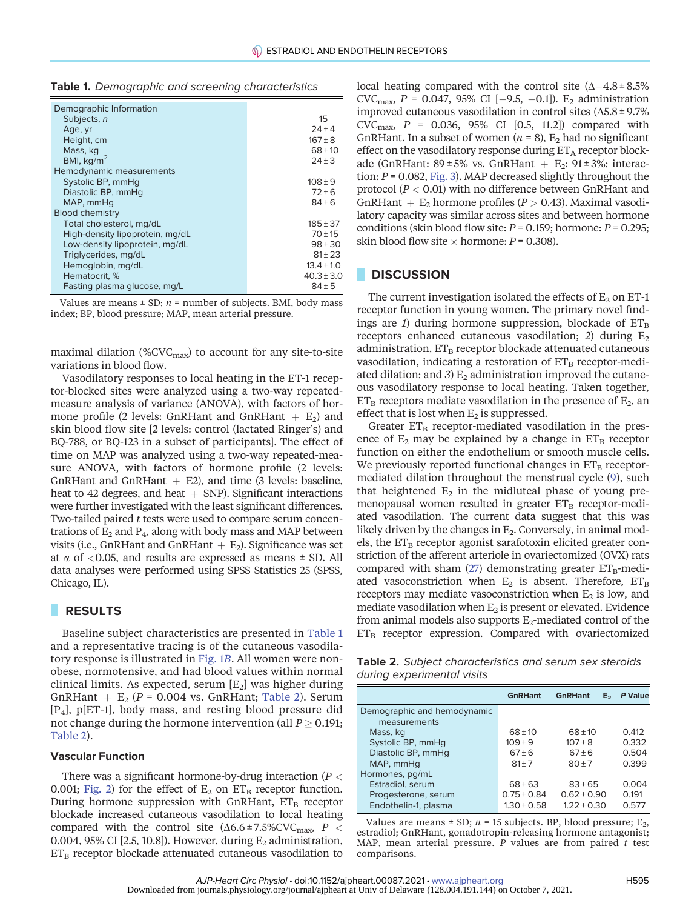**Table 1.** *Demographic and screening characteristics*

| | |
|---|---|
| Demographic Information | |
| Subjects, *n* | 15 |
| Age, yr | 24 ± 4 |
| Height, cm | 167 ± 8 |
| Mass, kg | 68 ± 10 |
| BMI, kg/m$^2$ | 24 ± 3 |
| Hemodynamic measurements | |
| Systolic BP, mmHg | 108 ± 9 |
| Diastolic BP, mmHg | 72 ± 6 |
| MAP, mmHg | 84 ± 6 |
| Blood chemistry | |
| Total cholesterol, mg/dL | 185 ± 37 |
| High-density lipoprotein, mg/dL | 70 ± 15 |
| Low-density lipoprotein, mg/dL | 98 ± 30 |
| Triglycerides, mg/dL | 81 ± 23 |
| Hemoglobin, mg/dL | 13.4 ± 1.0 |
| Hematocrit, % | 40.3 ± 3.0 |
| Fasting plasma glucose, mg/L | 84 ± 5 |

Values are means ± SD; *n* = number of subjects. BMI, body mass index; BP, blood pressure; MAP, mean arterial pressure.

maximal dilation (%$CVC_{max}$) to account for any site-to-site variations in blood flow.

Vasodilatory responses to local heating in the ET-1 receptor-blocked sites were analyzed using a two-way repeated-measure analysis of variance (ANOVA), with factors of hormone profile (2 levels: GnRHant and GnRHant + $E_2$) and skin blood flow site [2 levels: control (lactated Ringer's) and BQ-788, or BQ-123 in a subset of participants]. The effect of time on MAP was analyzed using a two-way repeated-measure ANOVA, with factors of hormone profile (2 levels: GnRHant and GnRHant + E2), and time (3 levels: baseline, heat to 42 degrees, and heat + SNP). Significant interactions were further investigated with the least significant differences. Two-tailed paired *t* tests were used to compare serum concentrations of $E_2$ and $P_4$, along with body mass and MAP between visits (i.e., GnRHant and GnRHant + $E_2$). Significance was set at $\alpha$ of <0.05, and results are expressed as means ± SD. All data analyses were performed using SPSS Statistics 25 (SPSS, Chicago, IL).

## RESULTS

Baseline subject characteristics are presented in Table 1 and a representative tracing is of the cutaneous vasodilatory response is illustrated in Fig. 1*B*. All women were non-obese, normotensive, and had blood values within normal clinical limits. As expected, serum [$E_2$] was higher during GnRHant + $E_2$ ($P$ = 0.004 vs. GnRHant; Table 2). Serum [$P_4$], p[ET-1], body mass, and resting blood pressure did not change during the hormone intervention (all $P \geq 0.191$; Table 2).

### Vascular Function

There was a significant hormone-by-drug interaction ($P < 0.001$; Fig. 2) for the effect of $E_2$ on $ET_B$ receptor function. During hormone suppression with GnRHant, $ET_B$ receptor blockade increased cutaneous vasodilation to local heating compared with the control site ($\Delta 6.6 \pm 7.5$%$CVC_{max}$, $P < 0.004$, 95% CI [2.5, 10.8]). However, during $E_2$ administration, $ET_B$ receptor blockade attenuated cutaneous vasodilation to local heating compared with the control site ($\Delta -4.8 \pm 8.5$% $CVC_{max}$, $P$ = 0.047, 95% CI [−9.5, −0.1]). $E_2$ administration improved cutaneous vasodilation in control sites ($\Delta 5.8 \pm 9.7$% $CVC_{max}$, $P$ = 0.036, 95% CI [0.5, 11.2]) compared with GnRHant. In a subset of women ($n$ = 8), $E_2$ had no significant effect on the vasodilatory response during $ET_A$ receptor blockade (GnRHant: 89 ± 5% vs. GnRHant + $E_2$: 91 ± 3%; interaction: $P$ = 0.082, Fig. 3). MAP decreased slightly throughout the protocol ($P < 0.01$) with no difference between GnRHant and GnRHant + $E_2$ hormone profiles ($P > 0.43$). Maximal vasodilatory capacity was similar across sites and between hormone conditions (skin blood flow site: $P$ = 0.159; hormone: $P$ = 0.295; skin blood flow site × hormone: $P$ = 0.308).

## DISCUSSION

The current investigation isolated the effects of $E_2$ on ET-1 receptor function in young women. The primary novel findings are *1*) during hormone suppression, blockade of $ET_B$ receptors enhanced cutaneous vasodilation; *2*) during $E_2$ administration, $ET_B$ receptor blockade attenuated cutaneous vasodilation, indicating a restoration of $ET_B$ receptor-mediated dilation; and *3*) $E_2$ administration improved the cutaneous vasodilatory response to local heating. Taken together, $ET_B$ receptors mediate vasodilation in the presence of $E_2$, an effect that is lost when $E_2$ is suppressed.

Greater $ET_B$ receptor-mediated vasodilation in the presence of $E_2$ may be explained by a change in $ET_B$ receptor function on either the endothelium or smooth muscle cells. We previously reported functional changes in $ET_B$ receptor-mediated dilation throughout the menstrual cycle (9), such that heightened $E_2$ in the midluteal phase of young premenopausal women resulted in greater $ET_B$ receptor-mediated vasodilation. The current data suggest that this was likely driven by the changes in $E_2$. Conversely, in animal models, the $ET_B$ receptor agonist sarafotoxin elicited greater constriction of the afferent arteriole in ovariectomized (OVX) rats compared with sham (27) demonstrating greater $ET_B$-mediated vasoconstriction when $E_2$ is absent. Therefore, $ET_B$ receptors may mediate vasoconstriction when $E_2$ is low, and mediate vasodilation when $E_2$ is present or elevated. Evidence from animal models also supports $E_2$-mediated control of the $ET_B$ receptor expression. Compared with ovariectomized

**Table 2.** *Subject characteristics and serum sex steroids during experimental visits*

| | GnRHant | GnRHant + $E_2$ | *P* Value |
|---|---|---|---|
| Demographic and hemodynamic measurements | | | |
| Mass, kg | 68 ± 10 | 68 ± 10 | 0.412 |
| Systolic BP, mmHg | 109 ± 9 | 107 ± 8 | 0.332 |
| Diastolic BP, mmHg | 67 ± 6 | 67 ± 6 | 0.504 |
| MAP, mmHg | 81 ± 7 | 80 ± 7 | 0.399 |
| Hormones, pg/mL | | | |
| Estradiol, serum | 68 ± 63 | 83 ± 65 | 0.004 |
| Progesterone, serum | 0.75 ± 0.84 | 0.62 ± 0.90 | 0.191 |
| Endothelin-1, plasma | 1.30 ± 0.58 | 1.22 ± 0.30 | 0.577 |

Values are means ± SD; *n* = 15 subjects. BP, blood pressure; $E_2$, estradiol; GnRHant, gonadotropin-releasing hormone antagonist; MAP, mean arterial pressure. *P* values are from paired *t* test comparisons.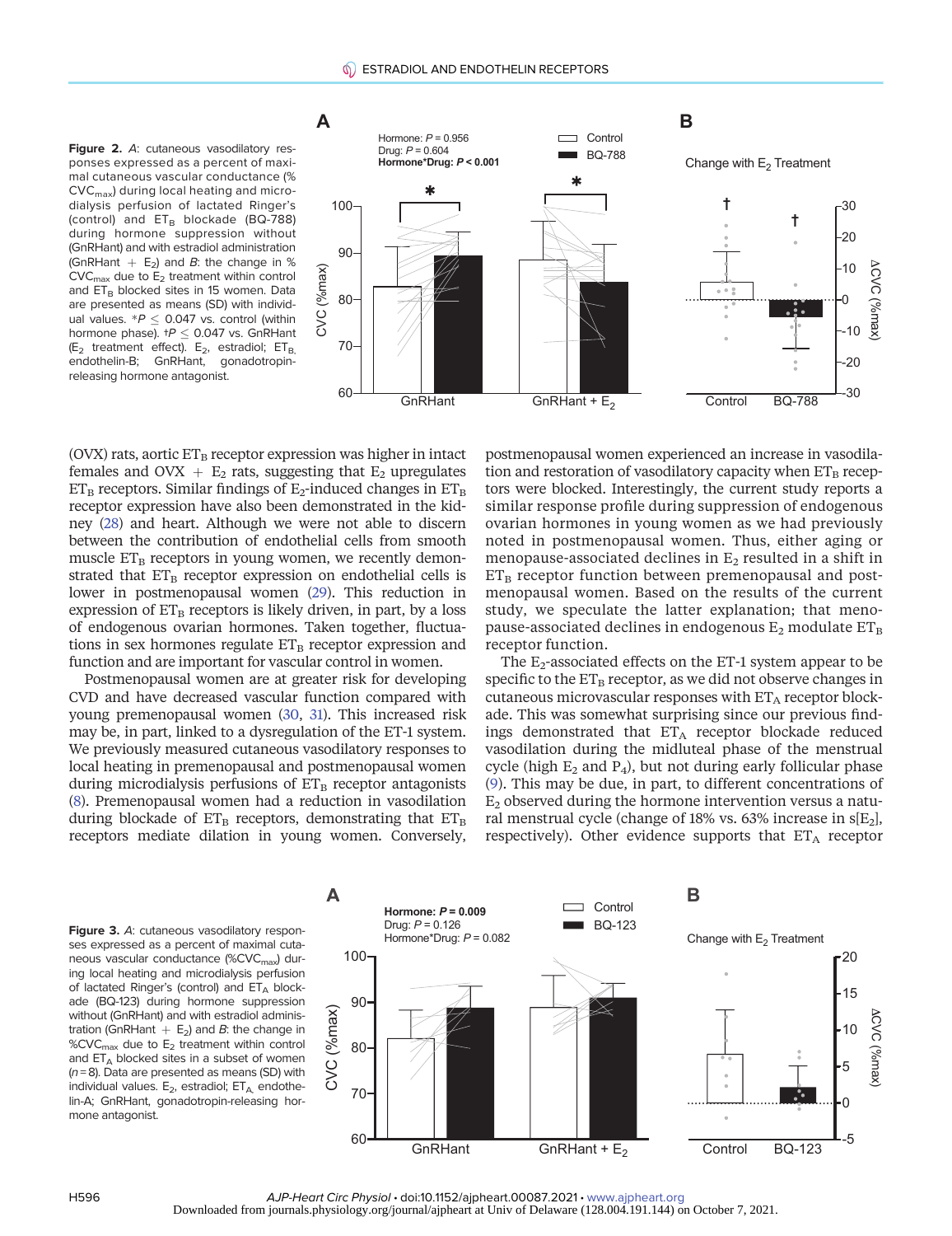**Figure 2.** *A*: cutaneous vasodilatory responses expressed as a percent of maximal cutaneous vascular conductance (% $CVC_{max}$) during local heating and microdialysis perfusion of lactated Ringer's (control) and $ET_B$ blockade (BQ-788) during hormone suppression without (GnRHant) and with estradiol administration (GnRHant + $E_2$) and *B*: the change in % $CVC_{max}$ due to $E_2$ treatment within control and $ET_B$ blocked sites in 15 women. Data are presented as means (SD) with individual values. *$P \leq 0.047$ vs. control (within hormone phase). †$P \leq 0.047$ vs. GnRHant ($E_2$ treatment effect). $E_2$, estradiol; $ET_B$, endothelin-B; GnRHant, gonadotropin-releasing hormone antagonist.

(OVX) rats, aortic $ET_B$ receptor expression was higher in intact females and OVX + $E_2$ rats, suggesting that $E_2$ upregulates $ET_B$ receptors. Similar findings of $E_2$-induced changes in $ET_B$ receptor expression have also been demonstrated in the kidney (28) and heart. Although we were not able to discern between the contribution of endothelial cells from smooth muscle $ET_B$ receptors in young women, we recently demonstrated that $ET_B$ receptor expression on endothelial cells is lower in postmenopausal women (29). This reduction in expression of $ET_B$ receptors is likely driven, in part, by a loss of endogenous ovarian hormones. Taken together, fluctuations in sex hormones regulate $ET_B$ receptor expression and function and are important for vascular control in women.

Postmenopausal women are at greater risk for developing CVD and have decreased vascular function compared with young premenopausal women (30, 31). This increased risk may be, in part, linked to a dysregulation of the ET-1 system. We previously measured cutaneous vasodilatory responses to local heating in premenopausal and postmenopausal women during microdialysis perfusions of $ET_B$ receptor antagonists (8). Premenopausal women had a reduction in vasodilation during blockade of $ET_B$ receptors, demonstrating that $ET_B$ receptors mediate dilation in young women. Conversely, postmenopausal women experienced an increase in vasodilation and restoration of vasodilatory capacity when $ET_B$ receptors were blocked. Interestingly, the current study reports a similar response profile during suppression of endogenous ovarian hormones in young women as we had previously noted in postmenopausal women. Thus, either aging or menopause-associated declines in $E_2$ resulted in a shift in $ET_B$ receptor function between premenopausal and postmenopausal women. Based on the results of the current study, we speculate the latter explanation; that menopause-associated declines in endogenous $E_2$ modulate $ET_B$ receptor function.

The $E_2$-associated effects on the ET-1 system appear to be specific to the $ET_B$ receptor, as we did not observe changes in cutaneous microvascular responses with $ET_A$ receptor blockade. This was somewhat surprising since our previous findings demonstrated that $ET_A$ receptor blockade reduced vasodilation during the midluteal phase of the menstrual cycle (high $E_2$ and $P_4$), but not during early follicular phase (9). This may be due, in part, to different concentrations of $E_2$ observed during the hormone intervention versus a natural menstrual cycle (change of 18% vs. 63% increase in s[$E_2$], respectively). Other evidence supports that $ET_A$ receptor

**Figure 3.** *A*: cutaneous vasodilatory responses expressed as a percent of maximal cutaneous vascular conductance (%$CVC_{max}$) during local heating and microdialysis perfusion of lactated Ringer's (control) and $ET_A$ blockade (BQ-123) during hormone suppression without (GnRHant) and with estradiol administration (GnRHant + $E_2$) and *B*: the change in %$CVC_{max}$ due to $E_2$ treatment within control and $ET_A$ blocked sites in a subset of women ($n = 8$). Data are presented as means (SD) with individual values. $E_2$, estradiol; $ET_A$, endothelin-A; GnRHant, gonadotropin-releasing hormone antagonist.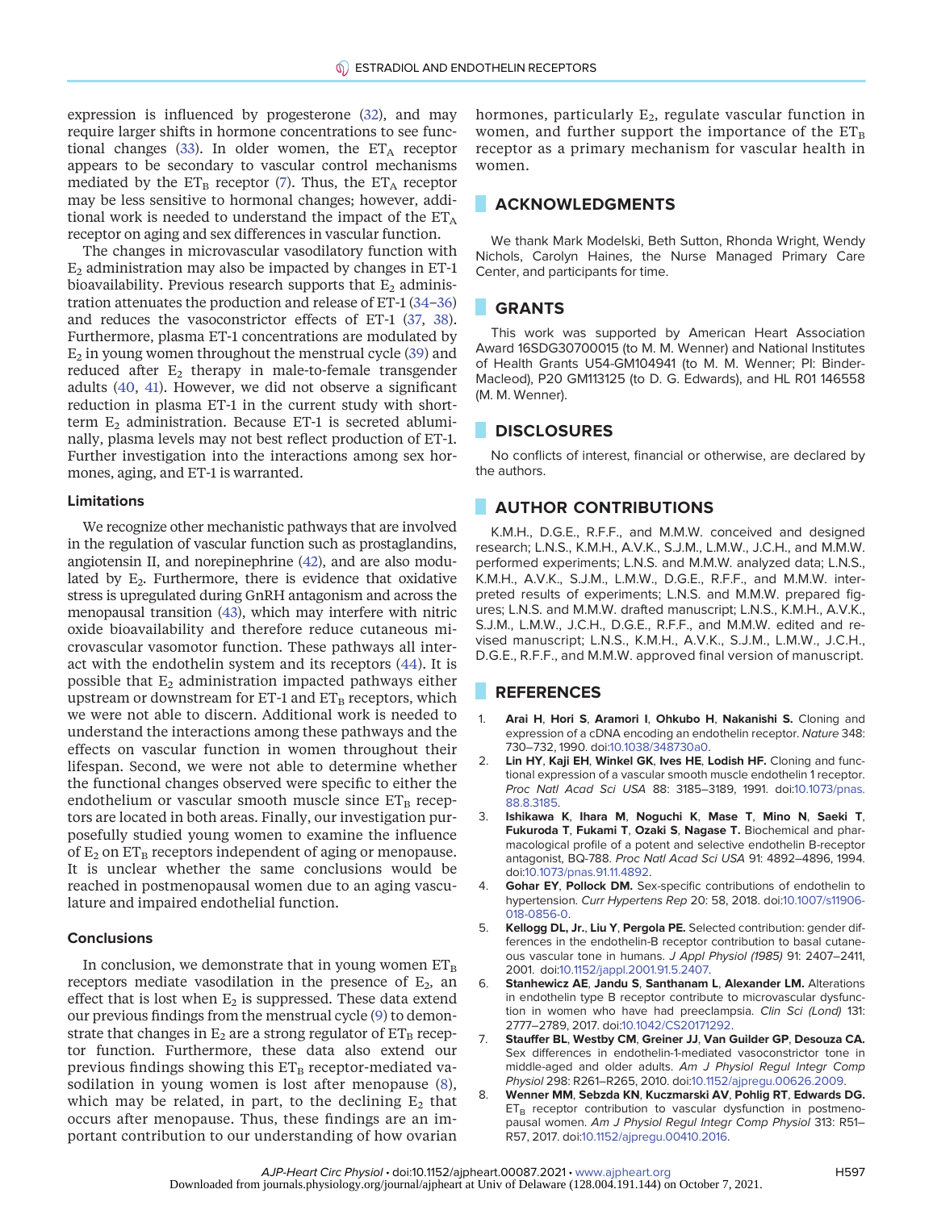expression is influenced by progesterone (32), and may require larger shifts in hormone concentrations to see functional changes (33). In older women, the $ET_A$ receptor appears to be secondary to vascular control mechanisms mediated by the $ET_B$ receptor (7). Thus, the $ET_A$ receptor may be less sensitive to hormonal changes; however, additional work is needed to understand the impact of the $ET_A$ receptor on aging and sex differences in vascular function.

The changes in microvascular vasodilatory function with $E_2$ administration may also be impacted by changes in ET-1 bioavailability. Previous research supports that $E_2$ administration attenuates the production and release of ET-1 (34–36) and reduces the vasoconstrictor effects of ET-1 (37, 38). Furthermore, plasma ET-1 concentrations are modulated by $E_2$ in young women throughout the menstrual cycle (39) and reduced after $E_2$ therapy in male-to-female transgender adults (40, 41). However, we did not observe a significant reduction in plasma ET-1 in the current study with short-term $E_2$ administration. Because ET-1 is secreted abluminally, plasma levels may not best reflect production of ET-1. Further investigation into the interactions among sex hormones, aging, and ET-1 is warranted.

### Limitations

We recognize other mechanistic pathways that are involved in the regulation of vascular function such as prostaglandins, angiotensin II, and norepinephrine (42), and are also modulated by $E_2$. Furthermore, there is evidence that oxidative stress is upregulated during GnRH antagonism and across the menopausal transition (43), which may interfere with nitric oxide bioavailability and therefore reduce cutaneous microvascular vasomotor function. These pathways all interact with the endothelin system and its receptors (44). It is possible that $E_2$ administration impacted pathways either upstream or downstream for ET-1 and $ET_B$ receptors, which we were not able to discern. Additional work is needed to understand the interactions among these pathways and the effects on vascular function in women throughout their lifespan. Second, we were not able to determine whether the functional changes observed were specific to either the endothelium or vascular smooth muscle since $ET_B$ receptors are located in both areas. Finally, our investigation purposefully studied young women to examine the influence of $E_2$ on $ET_B$ receptors independent of aging or menopause. It is unclear whether the same conclusions would be reached in postmenopausal women due to an aging vasculature and impaired endothelial function.

### Conclusions

In conclusion, we demonstrate that in young women $ET_B$ receptors mediate vasodilation in the presence of $E_2$, an effect that is lost when $E_2$ is suppressed. These data extend our previous findings from the menstrual cycle (9) to demonstrate that changes in $E_2$ are a strong regulator of $ET_B$ receptor function. Furthermore, these data also extend our previous findings showing this $ET_B$ receptor-mediated vasodilation in young women is lost after menopause (8), which may be related, in part, to the declining $E_2$ that occurs after menopause. Thus, these findings are an important contribution to our understanding of how ovarian hormones, particularly $E_2$, regulate vascular function in women, and further support the importance of the $ET_B$ receptor as a primary mechanism for vascular health in women.

## ACKNOWLEDGMENTS

We thank Mark Modelski, Beth Sutton, Rhonda Wright, Wendy Nichols, Carolyn Haines, the Nurse Managed Primary Care Center, and participants for time.

## GRANTS

This work was supported by American Heart Association Award 16SDG30700015 (to M. M. Wenner) and National Institutes of Health Grants U54-GM104941 (to M. M. Wenner; PI: Binder-Macleod), P20 GM113125 (to D. G. Edwards), and HL R01 146558 (M. M. Wenner).

## DISCLOSURES

No conflicts of interest, financial or otherwise, are declared by the authors.

## AUTHOR CONTRIBUTIONS

K.M.H., D.G.E., R.F.F., and M.M.W. conceived and designed research; L.N.S., K.M.H., A.V.K., S.J.M., L.M.W., J.C.H., and M.M.W. performed experiments; L.N.S. and M.M.W. analyzed data; L.N.S., K.M.H., A.V.K., S.J.M., L.M.W., D.G.E., R.F.F., and M.M.W. interpreted results of experiments; L.N.S. and M.M.W. prepared figures; L.N.S. and M.M.W. drafted manuscript; L.N.S., K.M.H., A.V.K., S.J.M., L.M.W., J.C.H., D.G.E., R.F.F., and M.M.W. edited and revised manuscript; L.N.S., K.M.H., A.V.K., S.J.M., L.M.W., J.C.H., D.G.E., R.F.F., and M.M.W. approved final version of manuscript.

## REFERENCES

1. **Arai H**, **Hori S**, **Aramori I**, **Ohkubo H**, **Nakanishi S.** Cloning and expression of a cDNA encoding an endothelin receptor. *Nature* 348: 730–732, 1990. doi:10.1038/348730a0.
2. **Lin HY**, **Kaji EH**, **Winkel GK**, **Ives HE**, **Lodish HF.** Cloning and functional expression of a vascular smooth muscle endothelin 1 receptor. *Proc Natl Acad Sci USA* 88: 3185–3189, 1991. doi:10.1073/pnas.88.8.3185.
3. **Ishikawa K**, **Ihara M**, **Noguchi K**, **Mase T**, **Mino N**, **Saeki T**, **Fukuroda T**, **Fukami T**, **Ozaki S**, **Nagase T.** Biochemical and pharmacological profile of a potent and selective endothelin B-receptor antagonist, BQ-788. *Proc Natl Acad Sci USA* 91: 4892–4896, 1994. doi:10.1073/pnas.91.11.4892.
4. **Gohar EY**, **Pollock DM.** Sex-specific contributions of endothelin to hypertension. *Curr Hypertens Rep* 20: 58, 2018. doi:10.1007/s11906-018-0856-0.
5. **Kellogg DL, Jr.**, **Liu Y**, **Pergola PE.** Selected contribution: gender differences in the endothelin-B receptor contribution to basal cutaneous vascular tone in humans. *J Appl Physiol (1985)* 91: 2407–2411, 2001. doi:10.1152/jappl.2001.91.5.2407.
6. **Stanhewicz AE**, **Jandu S**, **Santhanam L**, **Alexander LM.** Alterations in endothelin type B receptor contribute to microvascular dysfunction in women who have had preeclampsia. *Clin Sci (Lond)* 131: 2777–2789, 2017. doi:10.1042/CS20171292.
7. **Stauffer BL**, **Westby CM**, **Greiner JJ**, **Van Guilder GP**, **Desouza CA.** Sex differences in endothelin-1-mediated vasoconstrictor tone in middle-aged and older adults. *Am J Physiol Regul Integr Comp Physiol* 298: R261–R265, 2010. doi:10.1152/ajpregu.00626.2009.
8. **Wenner MM**, **Sebzda KN**, **Kuczmarski AV**, **Pohlig RT**, **Edwards DG.** $ET_B$ receptor contribution to vascular dysfunction in postmenopausal women. *Am J Physiol Regul Integr Comp Physiol* 313: R51–R57, 2017. doi:10.1152/ajpregu.00410.2016.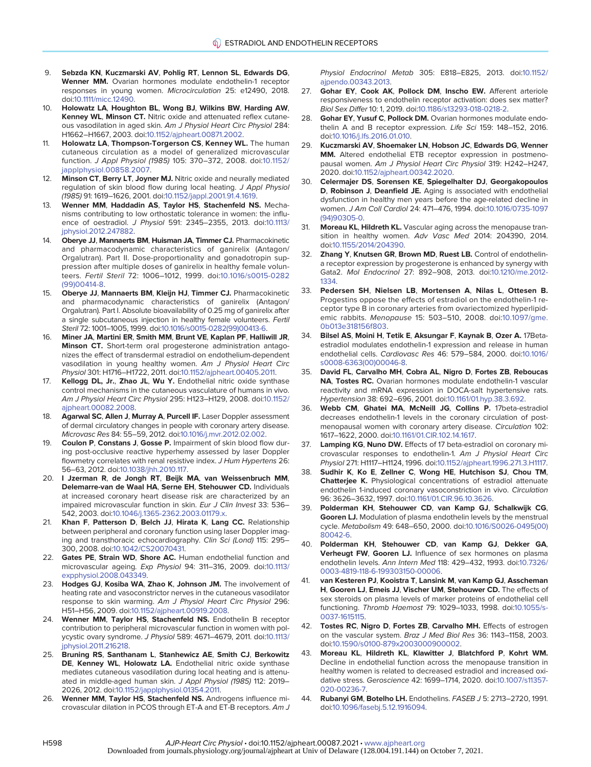9. **Sebzda KN**, **Kuczmarski AV**, **Pohlig RT**, **Lennon SL**, **Edwards DG**, **Wenner MM.** Ovarian hormones modulate endothelin-1 receptor responses in young women. *Microcirculation* 25: e12490, 2018. doi:10.1111/micc.12490.
10. **Holowatz LA**, **Houghton BL**, **Wong BJ**, **Wilkins BW**, **Harding AW**, **Kenney WL**, **Minson CT.** Nitric oxide and attenuated reflex cutaneous vasodilation in aged skin. *Am J Physiol Heart Circ Physiol* 284: H1662–H1667, 2003. doi:10.1152/ajpheart.00871.2002.
11. **Holowatz LA**, **Thompson-Torgerson CS**, **Kenney WL.** The human cutaneous circulation as a model of generalized microvascular function. *J Appl Physiol (1985)* 105: 370–372, 2008. doi:10.1152/japplphysiol.00858.2007.
12. **Minson CT**, **Berry LT**, **Joyner MJ.** Nitric oxide and neurally mediated regulation of skin blood flow during local heating. *J Appl Physiol (1985)* 91: 1619–1626, 2001. doi:10.1152/jappl.2001.91.4.1619.
13. **Wenner MM**, **Haddadin AS**, **Taylor HS**, **Stachenfeld NS.** Mechanisms contributing to low orthostatic tolerance in women: the influence of oestradiol. *J Physiol* 591: 2345–2355, 2013. doi:10.1113/jphysiol.2012.247882.
14. **Oberye JJ**, **Mannaerts BM**, **Huisman JA**, **Timmer CJ.** Pharmacokinetic and pharmacodynamic characteristics of ganirelix (Antagon/Orgalutran). Part II. Dose-proportionality and gonadotropin suppression after multiple doses of ganirelix in healthy female volunteers. *Fertil Steril* 72: 1006–1012, 1999. doi:10.1016/s0015-0282(99)00414-8.
15. **Oberye JJ**, **Mannaerts BM**, **Kleijn HJ**, **Timmer CJ.** Pharmacokinetic and pharmacodynamic characteristics of ganirelix (Antagon/Orgalutran). Part I. Absolute bioavailability of 0.25 mg of ganirelix after a single subcutaneous injection in healthy female volunteers. *Fertil Steril* 72: 1001–1005, 1999. doi:10.1016/s0015-0282(99)00413-6.
16. **Miner JA**, **Martini ER**, **Smith MM**, **Brunt VE**, **Kaplan PF**, **Halliwill JR**, **Minson CT.** Short-term oral progesterone administration antagonizes the effect of transdermal estradiol on endothelium-dependent vasodilation in young healthy women. *Am J Physiol Heart Circ Physiol* 301: H1716–H1722, 2011. doi:10.1152/ajpheart.00405.2011.
17. **Kellogg DL, Jr.**, **Zhao JL**, **Wu Y.** Endothelial nitric oxide synthase control mechanisms in the cutaneous vasculature of humans in vivo. *Am J Physiol Heart Circ Physiol* 295: H123–H129, 2008. doi:10.1152/ajpheart.00082.2008.
18. **Agarwal SC**, **Allen J**, **Murray A**, **Purcell IF.** Laser Doppler assessment of dermal circulatory changes in people with coronary artery disease. *Microvasc Res* 84: 55–59, 2012. doi:10.1016/j.mvr.2012.02.002.
19. **Coulon P**, **Constans J**, **Gosse P.** Impairment of skin blood flow during post-occlusive reactive hyperhemy assessed by laser Doppler flowmetry correlates with renal resistive index. *J Hum Hypertens* 26: 56–63, 2012. doi:10.1038/jhh.2010.117.
20. **I Jzerman R**, **de Jongh RT**, **Beijk MA**, **van Weissenbruch MM**, **Delemarre-van de Waal HA**, **Serne EH**, **Stehouwer CD.** Individuals at increased coronary heart disease risk are characterized by an impaired microvascular function in skin. *Eur J Clin Invest* 33: 536–542, 2003. doi:10.1046/j.1365-2362.2003.01179.x.
21. **Khan F**, **Patterson D**, **Belch JJ**, **Hirata K**, **Lang CC.** Relationship between peripheral and coronary function using laser Doppler imaging and transthoracic echocardiography. *Clin Sci (Lond)* 115: 295–300, 2008. doi:10.1042/CS20070431.
22. **Gates PE**, **Strain WD**, **Shore AC.** Human endothelial function and microvascular ageing. *Exp Physiol* 94: 311–316, 2009. doi:10.1113/expphysiol.2008.043349.
23. **Hodges GJ**, **Kosiba WA**, **Zhao K**, **Johnson JM.** The involvement of heating rate and vasoconstrictor nerves in the cutaneous vasodilator response to skin warming. *Am J Physiol Heart Circ Physiol* 296: H51–H56, 2009. doi:10.1152/ajpheart.00919.2008.
24. **Wenner MM**, **Taylor HS**, **Stachenfeld NS.** Endothelin B receptor contribution to peripheral microvascular function in women with polycystic ovary syndrome. *J Physiol* 589: 4671–4679, 2011. doi:10.1113/jphysiol.2011.216218.
25. **Bruning RS**, **Santhanam L**, **Stanhewicz AE**, **Smith CJ**, **Berkowitz DE**, **Kenney WL**, **Holowatz LA.** Endothelial nitric oxide synthase mediates cutaneous vasodilation during local heating and is attenuated in middle-aged human skin. *J Appl Physiol (1985)* 112: 2019–2026, 2012. doi:10.1152/japplphysiol.01354.2011.
26. **Wenner MM**, **Taylor HS**, **Stachenfeld NS.** Androgens influence microvascular dilation in PCOS through ET-A and ET-B receptors. *Am J Physiol Endocrinol Metab* 305: E818–E825, 2013. doi:10.1152/ajpendo.00343.2013.
27. **Gohar EY**, **Cook AK**, **Pollock DM**, **Inscho EW.** Afferent arteriole responsiveness to endothelin receptor activation: does sex matter? *Biol Sex Differ* 10: 1, 2019. doi:10.1186/s13293-018-0218-2.
28. **Gohar EY**, **Yusuf C**, **Pollock DM.** Ovarian hormones modulate endothelin A and B receptor expression. *Life Sci* 159: 148–152, 2016. doi:10.1016/j.lfs.2016.01.010.
29. **Kuczmarski AV**, **Shoemaker LN**, **Hobson JC**, **Edwards DG**, **Wenner MM.** Altered endothelial ETB receptor expression in postmenopausal women. *Am J Physiol Heart Circ Physiol* 319: H242–H247, 2020. doi:10.1152/ajpheart.00342.2020.
30. **Celermajer DS**, **Sorensen KE**, **Spiegelhalter DJ**, **Georgakopoulos D**, **Robinson J**, **Deanfield JE.** Aging is associated with endothelial dysfunction in healthy men years before the age-related decline in women. *J Am Coll Cardiol* 24: 471–476, 1994. doi:10.1016/0735-1097(94)90305-0.
31. **Moreau KL**, **Hildreth KL.** Vascular aging across the menopause transition in healthy women. *Adv Vasc Med* 2014: 204390, 2014. doi:10.1155/2014/204390.
32. **Zhang Y**, **Knutsen GR**, **Brown MD**, **Ruest LB.** Control of endothelin-a receptor expression by progesterone is enhanced by synergy with Gata2. *Mol Endocrinol* 27: 892–908, 2013. doi:10.1210/me.2012-1334.
33. **Pedersen SH**, **Nielsen LB**, **Mortensen A**, **Nilas L**, **Ottesen B.** Progestins oppose the effects of estradiol on the endothelin-1 receptor type B in coronary arteries from ovariectomized hyperlipidemic rabbits. *Menopause* 15: 503–510, 2008. doi:10.1097/gme.0b013e318156f803.
34. **Bilsel AS**, **Moini H**, **Tetik E**, **Aksungar F**, **Kaynak B**, **Ozer A.** 17Beta-estradiol modulates endothelin-1 expression and release in human endothelial cells. *Cardiovasc Res* 46: 579–584, 2000. doi:10.1016/s0008-6363(00)00046-8.
35. **David FL**, **Carvalho MH**, **Cobra AL**, **Nigro D**, **Fortes ZB**, **Reboucas NA**, **Tostes RC.** Ovarian hormones modulate endothelin-1 vascular reactivity and mRNA expression in DOCA-salt hypertensive rats. *Hypertension* 38: 692–696, 2001. doi:10.1161/01.hyp.38.3.692.
36. **Webb CM**, **Ghatei MA**, **McNeill JG**, **Collins P.** 17beta-estradiol decreases endothelin-1 levels in the coronary circulation of postmenopausal women with coronary artery disease. *Circulation* 102: 1617–1622, 2000. doi:10.1161/01.CIR.102.14.1617.
37. **Lamping KG**, **Nuno DW.** Effects of 17 beta-estradiol on coronary microvascular responses to endothelin-1. *Am J Physiol Heart Circ Physiol* 271: H1117–H1124, 1996. doi:10.1152/ajpheart.1996.271.3.H1117.
38. **Sudhir K**, **Ko E**, **Zellner C**, **Wong HE**, **Hutchison SJ**, **Chou TM**, **Chatterjee K.** Physiological concentrations of estradiol attenuate endothelin 1-induced coronary vasoconstriction in vivo. *Circulation* 96: 3626–3632, 1997. doi:10.1161/01.CIR.96.10.3626.
39. **Polderman KH**, **Stehouwer CD**, **van Kamp GJ**, **Schalkwijk CG**, **Gooren LJ.** Modulation of plasma endothelin levels by the menstrual cycle. *Metabolism* 49: 648–650, 2000. doi:10.1016/S0026-0495(00)80042-6.
40. **Polderman KH**, **Stehouwer CD**, **van Kamp GJ**, **Dekker GA**, **Verheugt FW**, **Gooren LJ.** Influence of sex hormones on plasma endothelin levels. *Ann Intern Med* 118: 429–432, 1993. doi:10.7326/0003-4819-118-6-199303150-00006.
41. **van Kesteren PJ**, **Kooistra T**, **Lansink M**, **van Kamp GJ**, **Asscheman H**, **Gooren LJ**, **Emeis JJ**, **Vischer UM**, **Stehouwer CD.** The effects of sex steroids on plasma levels of marker proteins of endothelial cell functioning. *Thromb Haemost* 79: 1029–1033, 1998. doi:10.1055/s-0037-1615115.
42. **Tostes RC**, **Nigro D**, **Fortes ZB**, **Carvalho MH.** Effects of estrogen on the vascular system. *Braz J Med Biol Res* 36: 1143–1158, 2003. doi:10.1590/s0100-879x2003000900002.
43. **Moreau KL**, **Hildreth KL**, **Klawitter J**, **Blatchford P**, **Kohrt WM.** Decline in endothelial function across the menopause transition in healthy women is related to decreased estradiol and increased oxidative stress. *Geroscience* 42: 1699–1714, 2020. doi:10.1007/s11357-020-00236-7.
44. **Rubanyi GM**, **Botelho LH.** Endothelins. *FASEB J* 5: 2713–2720, 1991. doi:10.1096/fasebj.5.12.1916094.